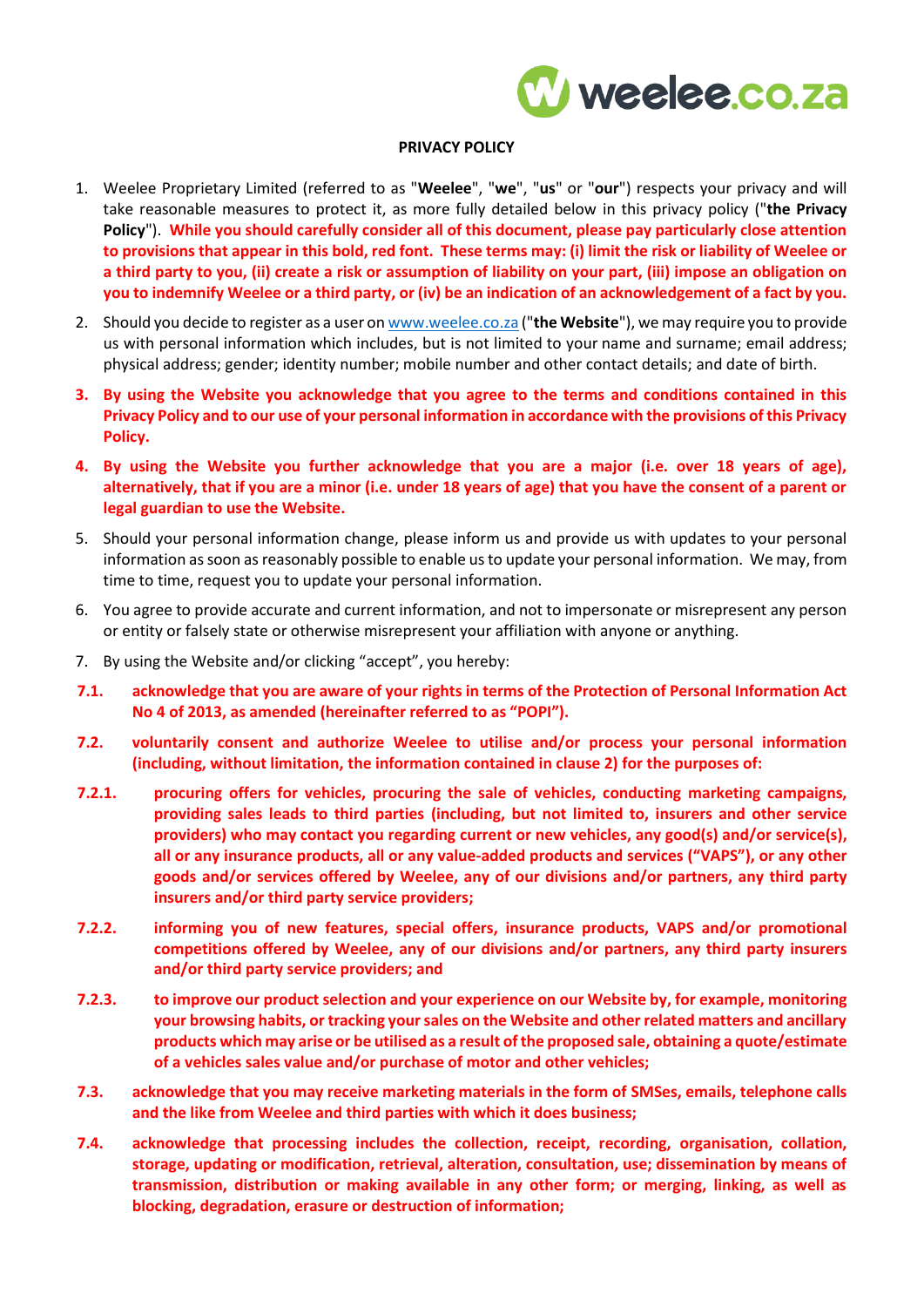# PRIVACY POLICY

1. Weelee Proprietary Limited (referred to as "**Weelee**", "**we**", "**us**" or "**our**") respects your privacy and will take reasonable measures to protect it, as more fully detailed below in this privacy policy ("**the Privacy Policy**"). **While you should carefully consider all of this document, please pay particularly close attention to provisions that appear in this bold, red font. These terms may: (i) limit the risk or liability of Weelee or a third party to you, (ii) create a risk or assumption of liability on your part, (iii) impose an obligation on you to indemnify Weelee or a third party, or (iv) be an indication of an acknowledgement of a fact by you.**

2. Should you decide to register as a user on www.weelee.co.za ("**the Website**"), we may require you to provide us with personal information which includes, but is not limited to your name and surname; email address; physical address; gender; identity number; mobile number and other contact details; and date of birth.

3. **By using the Website you acknowledge that you agree to the terms and conditions contained in this Privacy Policy and to our use of your personal information in accordance with the provisions of this Privacy Policy.**

4. **By using the Website you further acknowledge that you are a major (i.e. over 18 years of age), alternatively, that if you are a minor (i.e. under 18 years of age) that you have the consent of a parent or legal guardian to use the Website.**

5. Should your personal information change, please inform us and provide us with updates to your personal information as soon as reasonably possible to enable us to update your personal information. We may, from time to time, request you to update your personal information.

6. You agree to provide accurate and current information, and not to impersonate or misrepresent any person or entity or falsely state or otherwise misrepresent your affiliation with anyone or anything.

7. By using the Website and/or clicking "accept", you hereby:

**7.1.** **acknowledge that you are aware of your rights in terms of the Protection of Personal Information Act No 4 of 2013, as amended (hereinafter referred to as "POPI").**

**7.2.** **voluntarily consent and authorize Weelee to utilise and/or process your personal information (including, without limitation, the information contained in clause 2) for the purposes of:**

**7.2.1.** **procuring offers for vehicles, procuring the sale of vehicles, conducting marketing campaigns, providing sales leads to third parties (including, but not limited to, insurers and other service providers) who may contact you regarding current or new vehicles, any good(s) and/or service(s), all or any insurance products, all or any value-added products and services ("VAPS"), or any other goods and/or services offered by Weelee, any of our divisions and/or partners, any third party insurers and/or third party service providers;**

**7.2.2.** **informing you of new features, special offers, insurance products, VAPS and/or promotional competitions offered by Weelee, any of our divisions and/or partners, any third party insurers and/or third party service providers; and**

**7.2.3.** **to improve our product selection and your experience on our Website by, for example, monitoring your browsing habits, or tracking your sales on the Website and other related matters and ancillary products which may arise or be utilised as a result of the proposed sale, obtaining a quote/estimate of a vehicles sales value and/or purchase of motor and other vehicles;**

**7.3.** **acknowledge that you may receive marketing materials in the form of SMSes, emails, telephone calls and the like from Weelee and third parties with which it does business;**

**7.4.** **acknowledge that processing includes the collection, receipt, recording, organisation, collation, storage, updating or modification, retrieval, alteration, consultation, use; dissemination by means of transmission, distribution or making available in any other form; or merging, linking, as well as blocking, degradation, erasure or destruction of information;**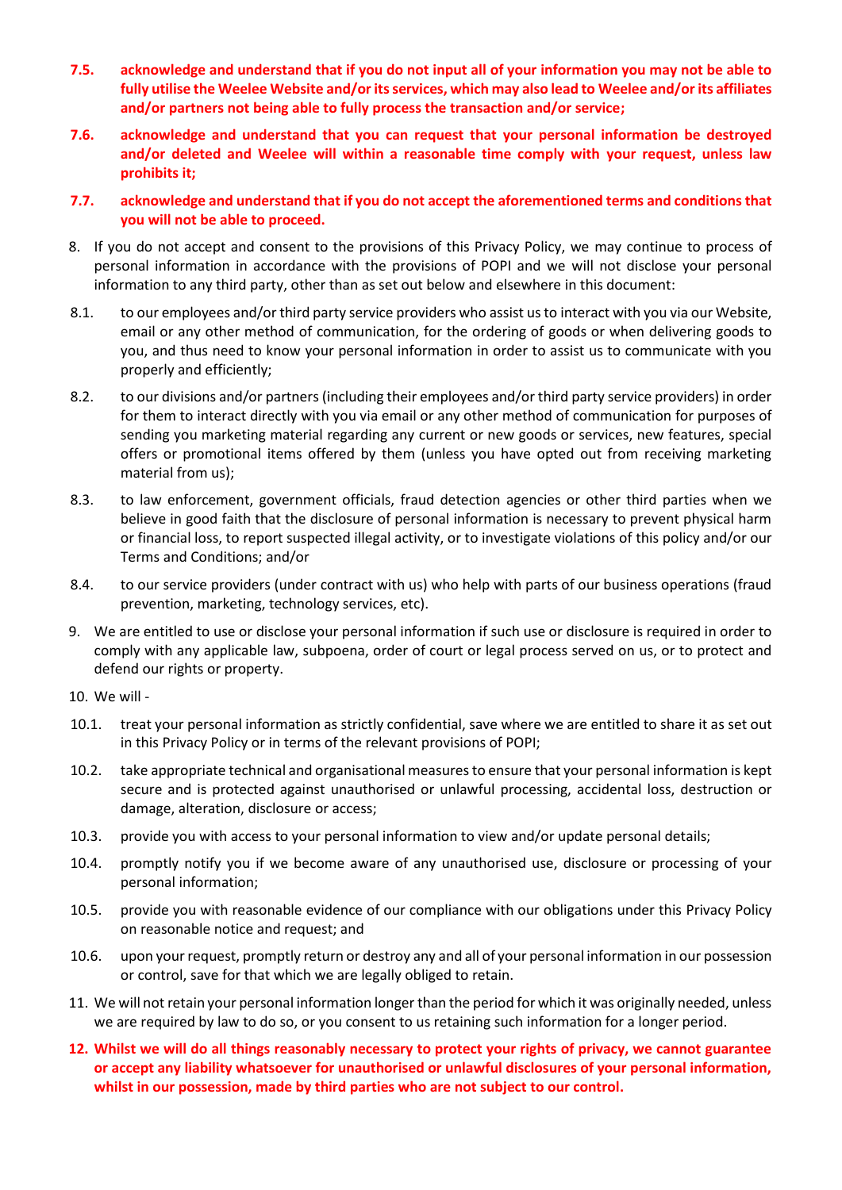**7.5. acknowledge and understand that if you do not input all of your information you may not be able to fully utilise the Weelee Website and/or its services, which may also lead to Weelee and/or its affiliates and/or partners not being able to fully process the transaction and/or service;**

**7.6. acknowledge and understand that you can request that your personal information be destroyed and/or deleted and Weelee will within a reasonable time comply with your request, unless law prohibits it;**

**7.7. acknowledge and understand that if you do not accept the aforementioned terms and conditions that you will not be able to proceed.**

8. If you do not accept and consent to the provisions of this Privacy Policy, we may continue to process of personal information in accordance with the provisions of POPI and we will not disclose your personal information to any third party, other than as set out below and elsewhere in this document:

8.1. to our employees and/or third party service providers who assist us to interact with you via our Website, email or any other method of communication, for the ordering of goods or when delivering goods to you, and thus need to know your personal information in order to assist us to communicate with you properly and efficiently;

8.2. to our divisions and/or partners (including their employees and/or third party service providers) in order for them to interact directly with you via email or any other method of communication for purposes of sending you marketing material regarding any current or new goods or services, new features, special offers or promotional items offered by them (unless you have opted out from receiving marketing material from us);

8.3. to law enforcement, government officials, fraud detection agencies or other third parties when we believe in good faith that the disclosure of personal information is necessary to prevent physical harm or financial loss, to report suspected illegal activity, or to investigate violations of this policy and/or our Terms and Conditions; and/or

8.4. to our service providers (under contract with us) who help with parts of our business operations (fraud prevention, marketing, technology services, etc).

9. We are entitled to use or disclose your personal information if such use or disclosure is required in order to comply with any applicable law, subpoena, order of court or legal process served on us, or to protect and defend our rights or property.

10. We will -

10.1. treat your personal information as strictly confidential, save where we are entitled to share it as set out in this Privacy Policy or in terms of the relevant provisions of POPI;

10.2. take appropriate technical and organisational measures to ensure that your personal information is kept secure and is protected against unauthorised or unlawful processing, accidental loss, destruction or damage, alteration, disclosure or access;

10.3. provide you with access to your personal information to view and/or update personal details;

10.4. promptly notify you if we become aware of any unauthorised use, disclosure or processing of your personal information;

10.5. provide you with reasonable evidence of our compliance with our obligations under this Privacy Policy on reasonable notice and request; and

10.6. upon your request, promptly return or destroy any and all of your personal information in our possession or control, save for that which we are legally obliged to retain.

11. We will not retain your personal information longer than the period for which it was originally needed, unless we are required by law to do so, or you consent to us retaining such information for a longer period.

**12. Whilst we will do all things reasonably necessary to protect your rights of privacy, we cannot guarantee or accept any liability whatsoever for unauthorised or unlawful disclosures of your personal information, whilst in our possession, made by third parties who are not subject to our control.**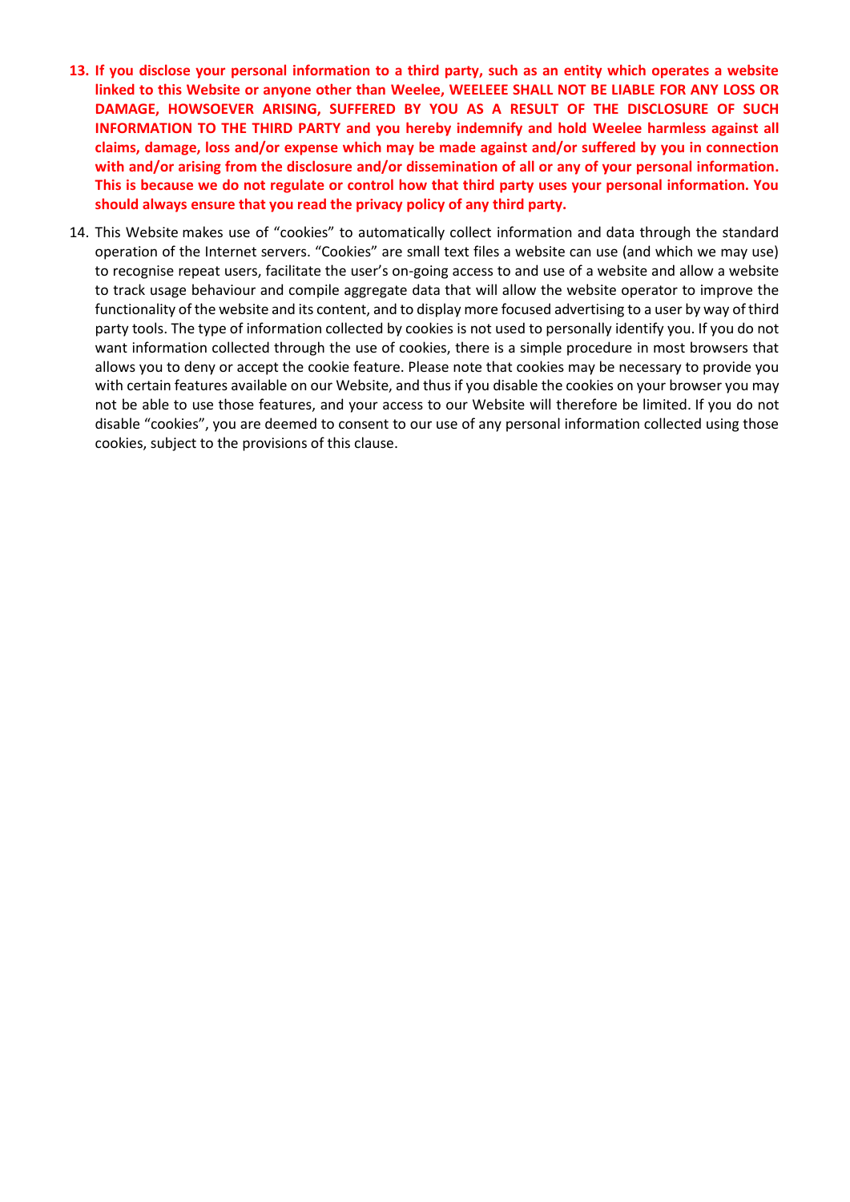13. **If you disclose your personal information to a third party, such as an entity which operates a website linked to this Website or anyone other than Weelee, WEELEEE SHALL NOT BE LIABLE FOR ANY LOSS OR DAMAGE, HOWSOEVER ARISING, SUFFERED BY YOU AS A RESULT OF THE DISCLOSURE OF SUCH INFORMATION TO THE THIRD PARTY and you hereby indemnify and hold Weelee harmless against all claims, damage, loss and/or expense which may be made against and/or suffered by you in connection with and/or arising from the disclosure and/or dissemination of all or any of your personal information. This is because we do not regulate or control how that third party uses your personal information. You should always ensure that you read the privacy policy of any third party.**

14. This Website makes use of "cookies" to automatically collect information and data through the standard operation of the Internet servers. "Cookies" are small text files a website can use (and which we may use) to recognise repeat users, facilitate the user's on-going access to and use of a website and allow a website to track usage behaviour and compile aggregate data that will allow the website operator to improve the functionality of the website and its content, and to display more focused advertising to a user by way of third party tools. The type of information collected by cookies is not used to personally identify you. If you do not want information collected through the use of cookies, there is a simple procedure in most browsers that allows you to deny or accept the cookie feature. Please note that cookies may be necessary to provide you with certain features available on our Website, and thus if you disable the cookies on your browser you may not be able to use those features, and your access to our Website will therefore be limited. If you do not disable "cookies", you are deemed to consent to our use of any personal information collected using those cookies, subject to the provisions of this clause.